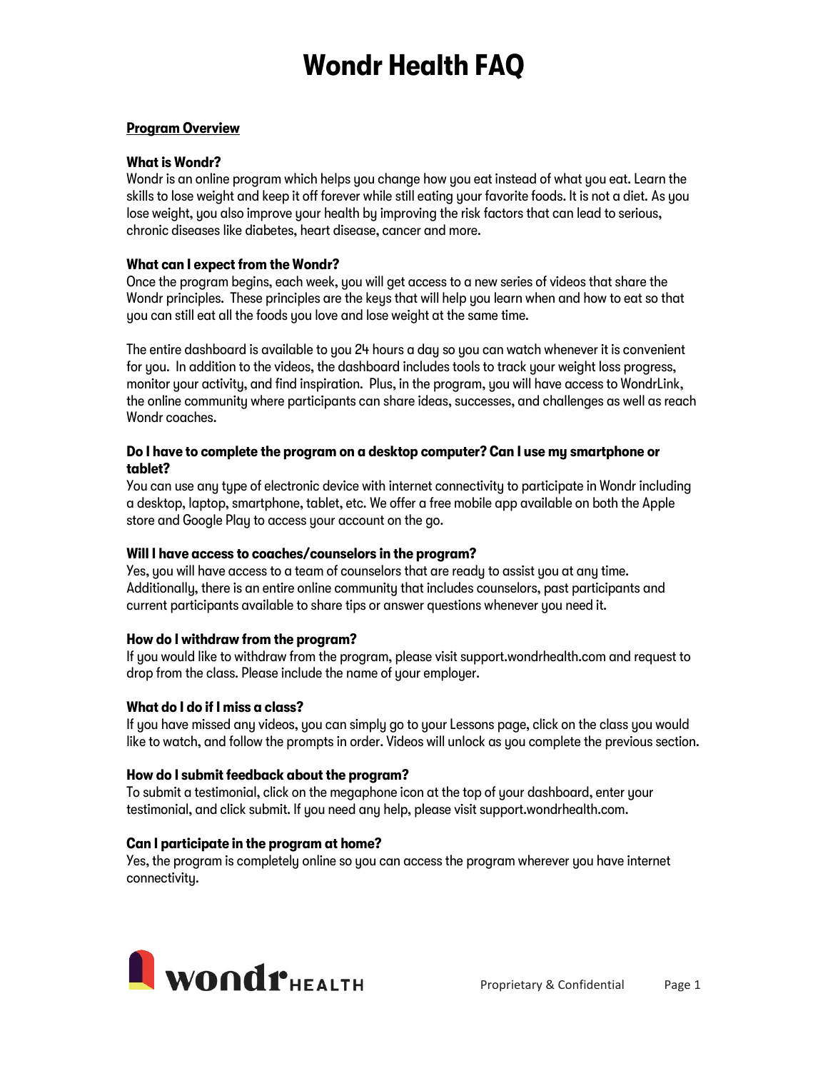# Wondr Health FAQ

## Program Overview

**What is Wondr?**
Wondr is an online program which helps you change how you eat instead of what you eat. Learn the skills to lose weight and keep it off forever while still eating your favorite foods. It is not a diet. As you lose weight, you also improve your health by improving the risk factors that can lead to serious, chronic diseases like diabetes, heart disease, cancer and more.

**What can I expect from the Wondr?**
Once the program begins, each week, you will get access to a new series of videos that share the Wondr principles. These principles are the keys that will help you learn when and how to eat so that you can still eat all the foods you love and lose weight at the same time.

The entire dashboard is available to you 24 hours a day so you can watch whenever it is convenient for you. In addition to the videos, the dashboard includes tools to track your weight loss progress, monitor your activity, and find inspiration. Plus, in the program, you will have access to WondrLink, the online community where participants can share ideas, successes, and challenges as well as reach Wondr coaches.

**Do I have to complete the program on a desktop computer? Can I use my smartphone or tablet?**
You can use any type of electronic device with internet connectivity to participate in Wondr including a desktop, laptop, smartphone, tablet, etc. We offer a free mobile app available on both the Apple store and Google Play to access your account on the go.

**Will I have access to coaches/counselors in the program?**
Yes, you will have access to a team of counselors that are ready to assist you at any time. Additionally, there is an entire online community that includes counselors, past participants and current participants available to share tips or answer questions whenever you need it.

**How do I withdraw from the program?**
If you would like to withdraw from the program, please visit support.wondrhealth.com and request to drop from the class. Please include the name of your employer.

**What do I do if I miss a class?**
If you have missed any videos, you can simply go to your Lessons page, click on the class you would like to watch, and follow the prompts in order. Videos will unlock as you complete the previous section.

**How do I submit feedback about the program?**
To submit a testimonial, click on the megaphone icon at the top of your dashboard, enter your testimonial, and click submit. If you need any help, please visit support.wondrhealth.com.

**Can I participate in the program at home?**
Yes, the program is completely online so you can access the program wherever you have internet connectivity.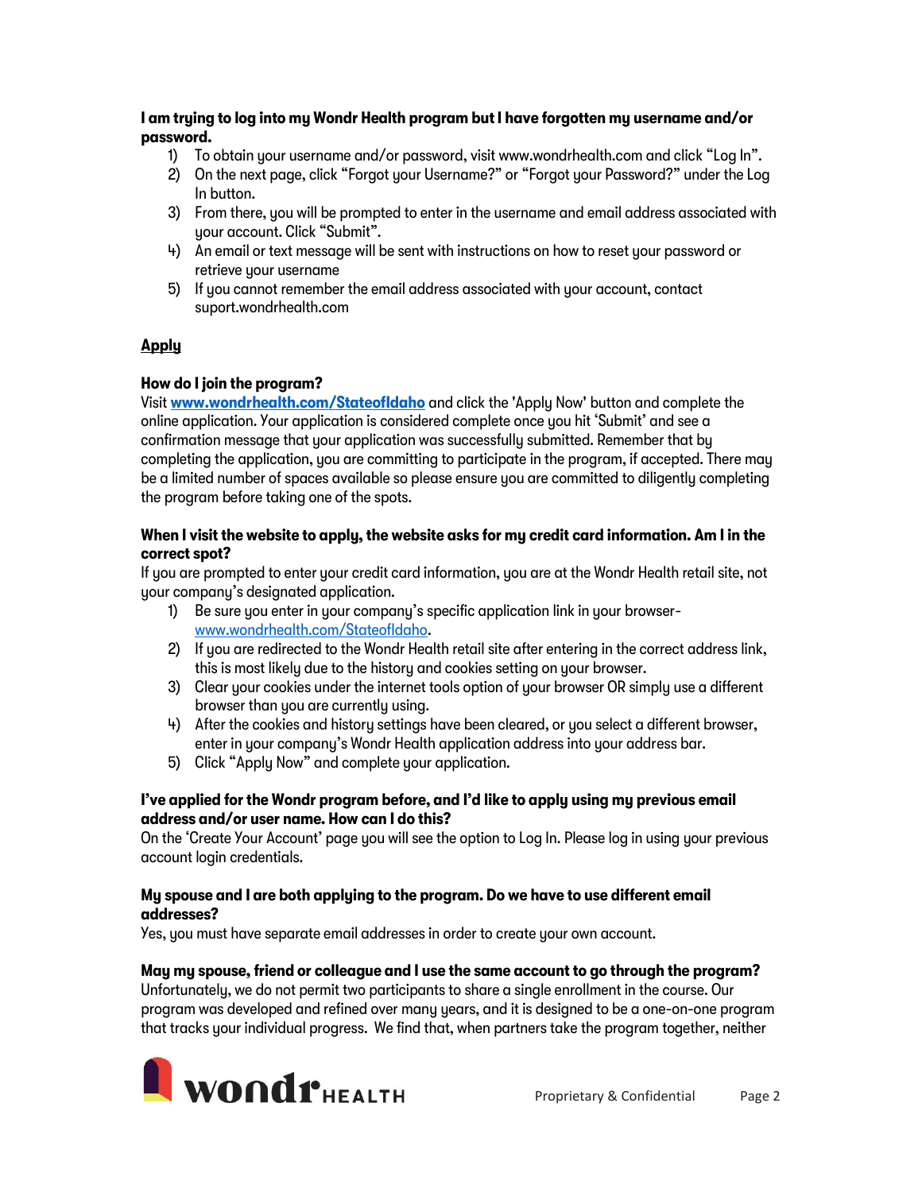**I am trying to log into my Wondr Health program but I have forgotten my username and/or password.**

1) To obtain your username and/or password, visit www.wondrhealth.com and click "Log In".
2) On the next page, click "Forgot your Username?" or "Forgot your Password?" under the Log In button.
3) From there, you will be prompted to enter in the username and email address associated with your account. Click "Submit".
4) An email or text message will be sent with instructions on how to reset your password or retrieve your username
5) If you cannot remember the email address associated with your account, contact suport.wondrhealth.com

## Apply

**How do I join the program?**

Visit **[www.wondrhealth.com/StateofIdaho](www.wondrhealth.com/StateofIdaho)** and click the 'Apply Now' button and complete the online application. Your application is considered complete once you hit 'Submit' and see a confirmation message that your application was successfully submitted. Remember that by completing the application, you are committing to participate in the program, if accepted. There may be a limited number of spaces available so please ensure you are committed to diligently completing the program before taking one of the spots.

**When I visit the website to apply, the website asks for my credit card information. Am I in the correct spot?**

If you are prompted to enter your credit card information, you are at the Wondr Health retail site, not your company's designated application.

1) Be sure you enter in your company's specific application link in your browser- [www.wondrhealth.com/StateofIdaho](www.wondrhealth.com/StateofIdaho).
2) If you are redirected to the Wondr Health retail site after entering in the correct address link, this is most likely due to the history and cookies setting on your browser.
3) Clear your cookies under the internet tools option of your browser OR simply use a different browser than you are currently using.
4) After the cookies and history settings have been cleared, or you select a different browser, enter in your company's Wondr Health application address into your address bar.
5) Click "Apply Now" and complete your application.

**I've applied for the Wondr program before, and I'd like to apply using my previous email address and/or user name. How can I do this?**

On the 'Create Your Account' page you will see the option to Log In. Please log in using your previous account login credentials.

**My spouse and I are both applying to the program. Do we have to use different email addresses?**

Yes, you must have separate email addresses in order to create your own account.

**May my spouse, friend or colleague and I use the same account to go through the program?**

Unfortunately, we do not permit two participants to share a single enrollment in the course. Our program was developed and refined over many years, and it is designed to be a one-on-one program that tracks your individual progress. We find that, when partners take the program together, neither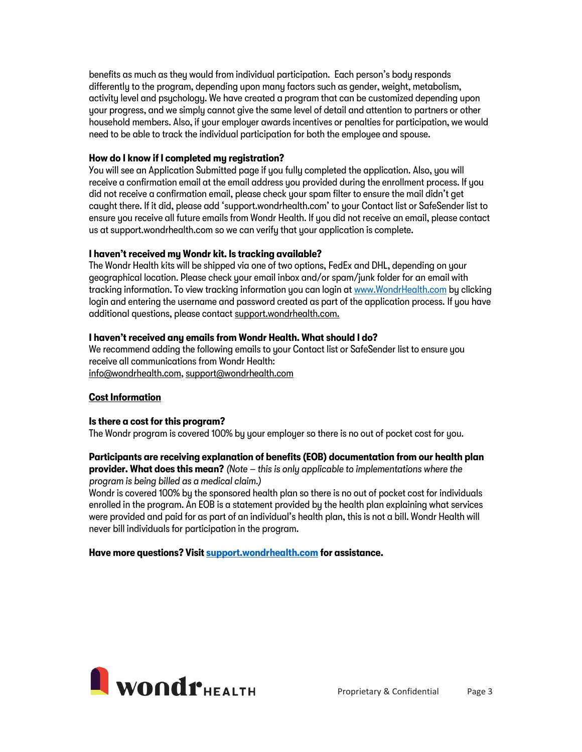benefits as much as they would from individual participation. Each person's body responds differently to the program, depending upon many factors such as gender, weight, metabolism, activity level and psychology. We have created a program that can be customized depending upon your progress, and we simply cannot give the same level of detail and attention to partners or other household members. Also, if your employer awards incentives or penalties for participation, we would need to be able to track the individual participation for both the employee and spouse.

**How do I know if I completed my registration?**
You will see an Application Submitted page if you fully completed the application. Also, you will receive a confirmation email at the email address you provided during the enrollment process. If you did not receive a confirmation email, please check your spam filter to ensure the mail didn't get caught there. If it did, please add 'support.wondrhealth.com' to your Contact list or SafeSender list to ensure you receive all future emails from Wondr Health. If you did not receive an email, please contact us at support.wondrhealth.com so we can verify that your application is complete.

**I haven't received my Wondr kit. Is tracking available?**
The Wondr Health kits will be shipped via one of two options, FedEx and DHL, depending on your geographical location. Please check your email inbox and/or spam/junk folder for an email with tracking information. To view tracking information you can login at www.WondrHealth.com by clicking login and entering the username and password created as part of the application process. If you have additional questions, please contact support.wondrhealth.com.

**I haven't received any emails from Wondr Health. What should I do?**
We recommend adding the following emails to your Contact list or SafeSender list to ensure you receive all communications from Wondr Health:
info@wondrhealth.com, support@wondrhealth.com

## Cost Information

**Is there a cost for this program?**
The Wondr program is covered 100% by your employer so there is no out of pocket cost for you.

**Participants are receiving explanation of benefits (EOB) documentation from our health plan provider. What does this mean?** *(Note – this is only applicable to implementations where the program is being billed as a medical claim.)*
Wondr is covered 100% by the sponsored health plan so there is no out of pocket cost for individuals enrolled in the program. An EOB is a statement provided by the health plan explaining what services were provided and paid for as part of an individual's health plan, this is not a bill. Wondr Health will never bill individuals for participation in the program.

**Have more questions? Visit support.wondrhealth.com for assistance.**